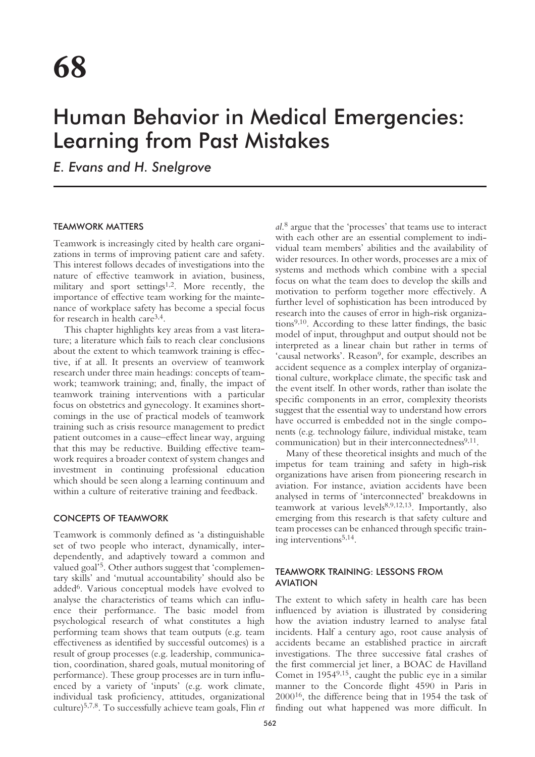# 68

# Human Behavior in Medical Emergencies: Learning from Past Mistakes

*E. Evans and H. Snelgrove*

## TEAMWORK MATTERS

Teamwork is increasingly cited by health care organizations in terms of improving patient care and safety. This interest follows decades of investigations into the nature of effective teamwork in aviation, business, military and sport settings[1,2]. More recently, the importance of effective team working for the maintenance of workplace safety has become a special focus for research in health care[3,4].

This chapter highlights key areas from a vast literature; a literature which fails to reach clear conclusions about the extent to which teamwork training is effective, if at all. It presents an overview of teamwork research under three main headings: concepts of teamwork; teamwork training; and, finally, the impact of teamwork training interventions with a particular focus on obstetrics and gynecology. It examines shortcomings in the use of practical models of teamwork training such as crisis resource management to predict patient outcomes in a cause–effect linear way, arguing that this may be reductive. Building effective teamwork requires a broader context of system changes and investment in continuing professional education which should be seen along a learning continuum and within a culture of reiterative training and feedback.

## CONCEPTS OF TEAMWORK

Teamwork is commonly defined as 'a distinguishable set of two people who interact, dynamically, interdependently, and adaptively toward a common and valued goal'[5]. Other authors suggest that 'complementary skills' and 'mutual accountability' should also be added[6]. Various conceptual models have evolved to analyse the characteristics of teams which can influence their performance. The basic model from psychological research of what constitutes a high performing team shows that team outputs (e.g. team effectiveness as identified by successful outcomes) is a result of group processes (e.g. leadership, communication, coordination, shared goals, mutual monitoring of performance). These group processes are in turn influenced by a variety of 'inputs' (e.g. work climate, individual task proficiency, attitudes, organizational culture)[5,7,8]. To successfully achieve team goals, Flin *et al.*[8] argue that the 'processes' that teams use to interact with each other are an essential complement to individual team members' abilities and the availability of wider resources. In other words, processes are a mix of systems and methods which combine with a special focus on what the team does to develop the skills and motivation to perform together more effectively. A further level of sophistication has been introduced by research into the causes of error in high-risk organizations[9,10]. According to these latter findings, the basic model of input, throughput and output should not be interpreted as a linear chain but rather in terms of 'causal networks'. Reason[9], for example, describes an accident sequence as a complex interplay of organizational culture, workplace climate, the specific task and the event itself. In other words, rather than isolate the specific components in an error, complexity theorists suggest that the essential way to understand how errors have occurred is embedded not in the single components (e.g. technology failure, individual mistake, team communication) but in their interconnectedness[9,11].

Many of these theoretical insights and much of the impetus for team training and safety in high-risk organizations have arisen from pioneering research in aviation. For instance, aviation accidents have been analysed in terms of 'interconnected' breakdowns in teamwork at various levels[8,9,12,13]. Importantly, also emerging from this research is that safety culture and team processes can be enhanced through specific training interventions[5,14].

## TEAMWORK TRAINING: LESSONS FROM AVIATION

The extent to which safety in health care has been influenced by aviation is illustrated by considering how the aviation industry learned to analyse fatal incidents. Half a century ago, root cause analysis of accidents became an established practice in aircraft investigations. The three successive fatal crashes of the first commercial jet liner, a BOAC de Havilland Comet in 1954[9,15], caught the public eye in a similar manner to the Concorde flight 4590 in Paris in 2000[16], the difference being that in 1954 the task of finding out what happened was more difficult. In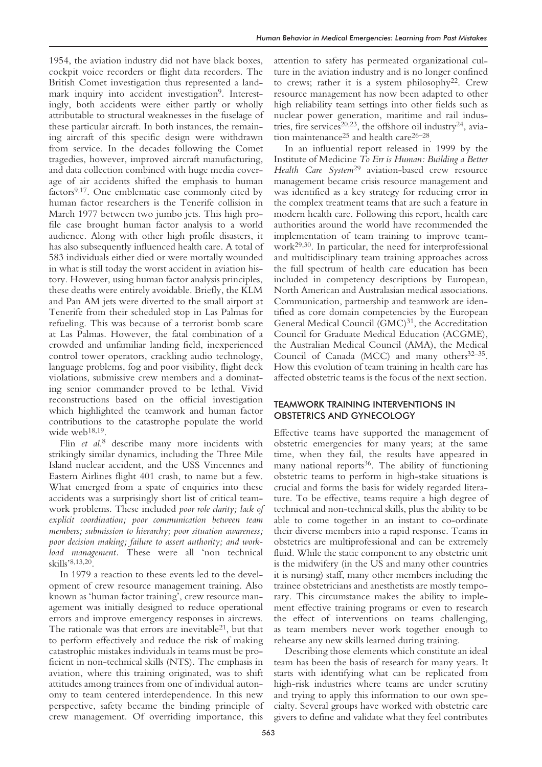1954, the aviation industry did not have black boxes, cockpit voice recorders or flight data recorders. The British Comet investigation thus represented a landmark inquiry into accident investigation[9]. Interestingly, both accidents were either partly or wholly attributable to structural weaknesses in the fuselage of these particular aircraft. In both instances, the remaining aircraft of this specific design were withdrawn from service. In the decades following the Comet tragedies, however, improved aircraft manufacturing, and data collection combined with huge media coverage of air accidents shifted the emphasis to human factors[9,17]. One emblematic case commonly cited by human factor researchers is the Tenerife collision in March 1977 between two jumbo jets. This high profile case brought human factor analysis to a world audience. Along with other high profile disasters, it has also subsequently influenced health care. A total of 583 individuals either died or were mortally wounded in what is still today the worst accident in aviation history. However, using human factor analysis principles, these deaths were entirely avoidable. Briefly, the KLM and Pan AM jets were diverted to the small airport at Tenerife from their scheduled stop in Las Palmas for refueling. This was because of a terrorist bomb scare at Las Palmas. However, the fatal combination of a crowded and unfamiliar landing field, inexperienced control tower operators, crackling audio technology, language problems, fog and poor visibility, flight deck violations, submissive crew members and a dominating senior commander proved to be lethal. Vivid reconstructions based on the official investigation which highlighted the teamwork and human factor contributions to the catastrophe populate the world wide web[18,19].

Flin *et al.*[8] describe many more incidents with strikingly similar dynamics, including the Three Mile Island nuclear accident, and the USS Vincennes and Eastern Airlines flight 401 crash, to name but a few. What emerged from a spate of enquiries into these accidents was a surprisingly short list of critical teamwork problems. These included *poor role clarity; lack of explicit coordination; poor communication between team members; submission to hierarchy; poor situation awareness; poor decision making; failure to assert authority; and workload management*. These were all 'non technical skills'[8,13,20].

In 1979 a reaction to these events led to the development of crew resource management training. Also known as 'human factor training', crew resource management was initially designed to reduce operational errors and improve emergency responses in aircrews. The rationale was that errors are inevitable[21], but that to perform effectively and reduce the risk of making catastrophic mistakes individuals in teams must be proficient in non-technical skills (NTS). The emphasis in aviation, where this training originated, was to shift attitudes among trainees from one of individual autonomy to team centered interdependence. In this new perspective, safety became the binding principle of crew management. Of overriding importance, this attention to safety has permeated organizational culture in the aviation industry and is no longer confined to crews; rather it is a system philosophy[22]. Crew resource management has now been adapted to other high reliability team settings into other fields such as nuclear power generation, maritime and rail industries, fire services[20,23], the offshore oil industry[24], aviation maintenance[25] and health care[26–28].

In an influential report released in 1999 by the Institute of Medicine *To Err is Human: Building a Better Health Care System*[29] aviation-based crew resource management became crisis resource management and was identified as a key strategy for reducing error in the complex treatment teams that are such a feature in modern health care. Following this report, health care authorities around the world have recommended the implementation of team training to improve teamwork[29,30]. In particular, the need for interprofessional and multidisciplinary team training approaches across the full spectrum of health care education has been included in competency descriptions by European, North American and Australasian medical associations. Communication, partnership and teamwork are identified as core domain competencies by the European General Medical Council (GMC)[31], the Accreditation Council for Graduate Medical Education (ACGME), the Australian Medical Council (AMA), the Medical Council of Canada (MCC) and many others[32–35]. How this evolution of team training in health care has affected obstetric teams is the focus of the next section.

## TEAMWORK TRAINING INTERVENTIONS IN OBSTETRICS AND GYNECOLOGY

Effective teams have supported the management of obstetric emergencies for many years; at the same time, when they fail, the results have appeared in many national reports[36]. The ability of functioning obstetric teams to perform in high-stake situations is crucial and forms the basis for widely regarded literature. To be effective, teams require a high degree of technical and non-technical skills, plus the ability to be able to come together in an instant to co-ordinate their diverse members into a rapid response. Teams in obstetrics are multiprofessional and can be extremely fluid. While the static component to any obstetric unit is the midwifery (in the US and many other countries it is nursing) staff, many other members including the trainee obstetricians and anesthetists are mostly temporary. This circumstance makes the ability to implement effective training programs or even to research the effect of interventions on teams challenging, as team members never work together enough to rehearse any new skills learned during training.

Describing those elements which constitute an ideal team has been the basis of research for many years. It starts with identifying what can be replicated from high-risk industries where teams are under scrutiny and trying to apply this information to our own specialty. Several groups have worked with obstetric care givers to define and validate what they feel contributes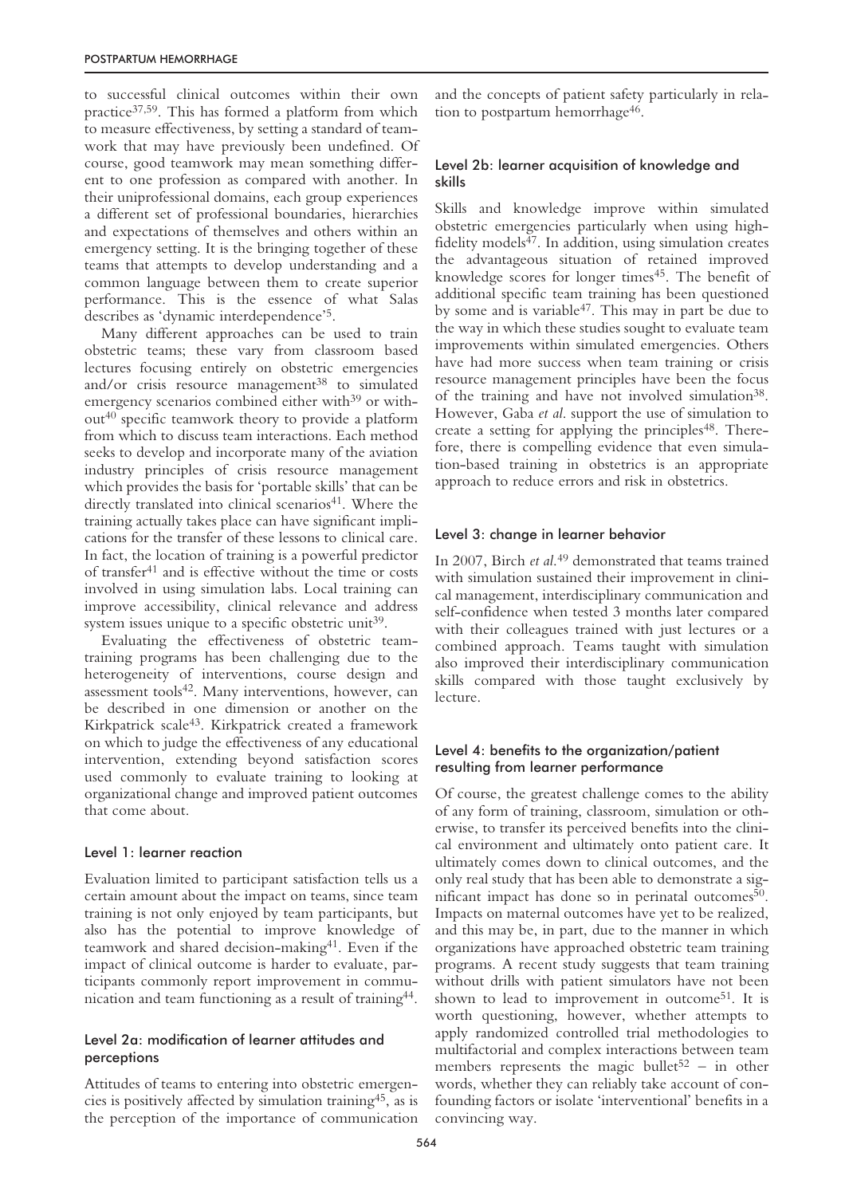to successful clinical outcomes within their own practice[37,59]. This has formed a platform from which to measure effectiveness, by setting a standard of teamwork that may have previously been undefined. Of course, good teamwork may mean something different to one profession as compared with another. In their uniprofessional domains, each group experiences a different set of professional boundaries, hierarchies and expectations of themselves and others within an emergency setting. It is the bringing together of these teams that attempts to develop understanding and a common language between them to create superior performance. This is the essence of what Salas describes as 'dynamic interdependence'[5].

Many different approaches can be used to train obstetric teams; these vary from classroom based lectures focusing entirely on obstetric emergencies and/or crisis resource management[38] to simulated emergency scenarios combined either with[39] or without[40] specific teamwork theory to provide a platform from which to discuss team interactions. Each method seeks to develop and incorporate many of the aviation industry principles of crisis resource management which provides the basis for 'portable skills' that can be directly translated into clinical scenarios[41]. Where the training actually takes place can have significant implications for the transfer of these lessons to clinical care. In fact, the location of training is a powerful predictor of transfer[41] and is effective without the time or costs involved in using simulation labs. Local training can improve accessibility, clinical relevance and address system issues unique to a specific obstetric unit[39].

Evaluating the effectiveness of obstetric team-training programs has been challenging due to the heterogeneity of interventions, course design and assessment tools[42]. Many interventions, however, can be described in one dimension or another on the Kirkpatrick scale[43]. Kirkpatrick created a framework on which to judge the effectiveness of any educational intervention, extending beyond satisfaction scores used commonly to evaluate training to looking at organizational change and improved patient outcomes that come about.

### Level 1: learner reaction

Evaluation limited to participant satisfaction tells us a certain amount about the impact on teams, since team training is not only enjoyed by team participants, but also has the potential to improve knowledge of teamwork and shared decision-making[41]. Even if the impact of clinical outcome is harder to evaluate, participants commonly report improvement in communication and team functioning as a result of training[44].

### Level 2a: modification of learner attitudes and perceptions

Attitudes of teams to entering into obstetric emergencies is positively affected by simulation training[45], as is the perception of the importance of communication and the concepts of patient safety particularly in relation to postpartum hemorrhage[46].

### Level 2b: learner acquisition of knowledge and skills

Skills and knowledge improve within simulated obstetric emergencies particularly when using high-fidelity models[47]. In addition, using simulation creates the advantageous situation of retained improved knowledge scores for longer times[45]. The benefit of additional specific team training has been questioned by some and is variable[47]. This may in part be due to the way in which these studies sought to evaluate team improvements within simulated emergencies. Others have had more success when team training or crisis resource management principles have been the focus of the training and have not involved simulation[38]. However, Gaba *et al.* support the use of simulation to create a setting for applying the principles[48]. Therefore, there is compelling evidence that even simulation-based training in obstetrics is an appropriate approach to reduce errors and risk in obstetrics.

### Level 3: change in learner behavior

In 2007, Birch *et al.*[49] demonstrated that teams trained with simulation sustained their improvement in clinical management, interdisciplinary communication and self-confidence when tested 3 months later compared with their colleagues trained with just lectures or a combined approach. Teams taught with simulation also improved their interdisciplinary communication skills compared with those taught exclusively by lecture.

### Level 4: benefits to the organization/patient resulting from learner performance

Of course, the greatest challenge comes to the ability of any form of training, classroom, simulation or otherwise, to transfer its perceived benefits into the clinical environment and ultimately onto patient care. It ultimately comes down to clinical outcomes, and the only real study that has been able to demonstrate a significant impact has done so in perinatal outcomes[50]. Impacts on maternal outcomes have yet to be realized, and this may be, in part, due to the manner in which organizations have approached obstetric team training programs. A recent study suggests that team training without drills with patient simulators have not been shown to lead to improvement in outcome[51]. It is worth questioning, however, whether attempts to apply randomized controlled trial methodologies to multifactorial and complex interactions between team members represents the magic bullet[52] – in other words, whether they can reliably take account of confounding factors or isolate 'interventional' benefits in a convincing way.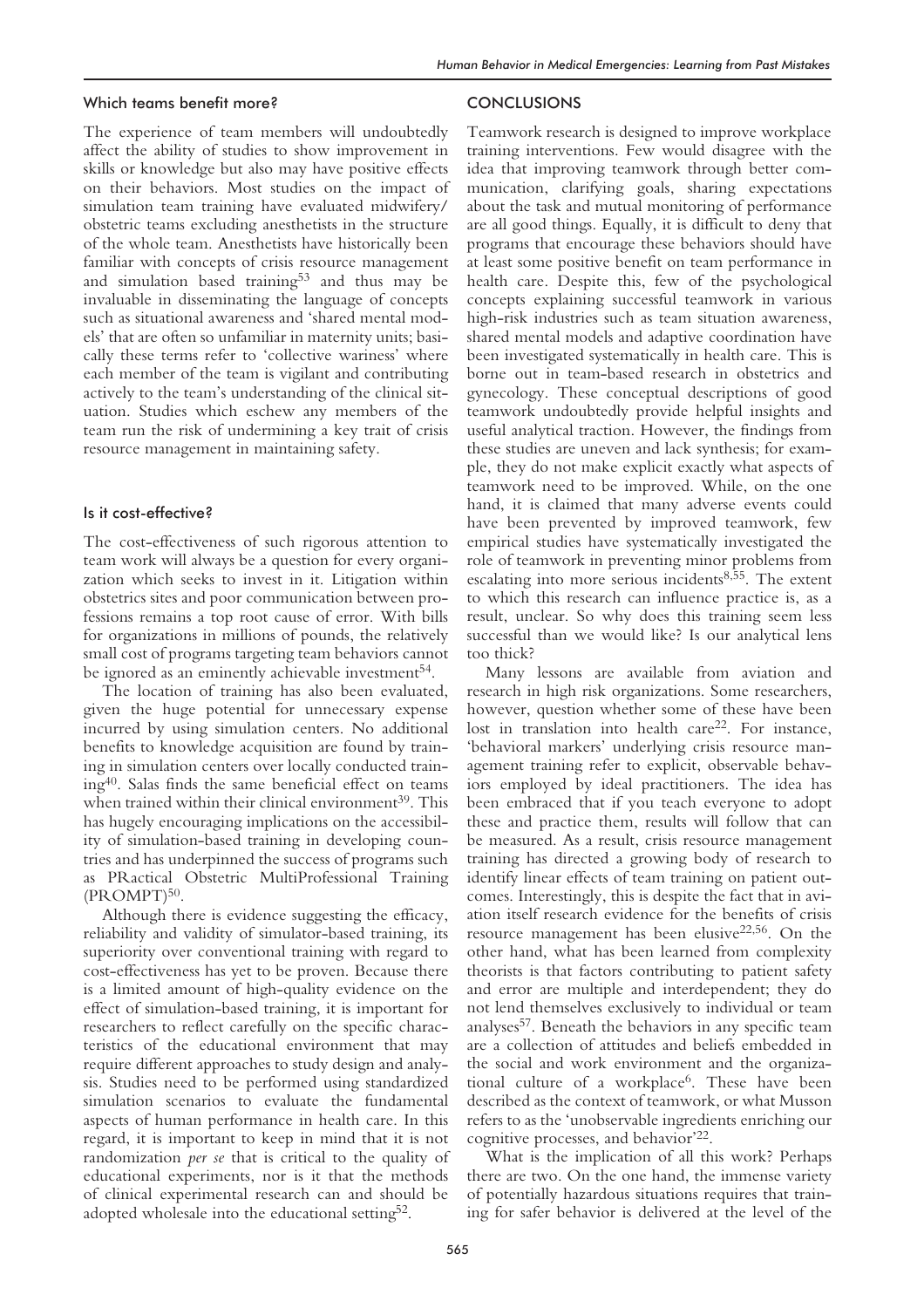### Which teams benefit more?

The experience of team members will undoubtedly affect the ability of studies to show improvement in skills or knowledge but also may have positive effects on their behaviors. Most studies on the impact of simulation team training have evaluated midwifery/ obstetric teams excluding anesthetists in the structure of the whole team. Anesthetists have historically been familiar with concepts of crisis resource management and simulation based training[53] and thus may be invaluable in disseminating the language of concepts such as situational awareness and 'shared mental models' that are often so unfamiliar in maternity units; basically these terms refer to 'collective wariness' where each member of the team is vigilant and contributing actively to the team's understanding of the clinical situation. Studies which eschew any members of the team run the risk of undermining a key trait of crisis resource management in maintaining safety.

### Is it cost-effective?

The cost-effectiveness of such rigorous attention to team work will always be a question for every organization which seeks to invest in it. Litigation within obstetrics sites and poor communication between professions remains a top root cause of error. With bills for organizations in millions of pounds, the relatively small cost of programs targeting team behaviors cannot be ignored as an eminently achievable investment[54].

The location of training has also been evaluated, given the huge potential for unnecessary expense incurred by using simulation centers. No additional benefits to knowledge acquisition are found by training in simulation centers over locally conducted training[40]. Salas finds the same beneficial effect on teams when trained within their clinical environment[39]. This has hugely encouraging implications on the accessibility of simulation-based training in developing countries and has underpinned the success of programs such as PRactical Obstetric MultiProfessional Training (PROMPT)[50].

Although there is evidence suggesting the efficacy, reliability and validity of simulator-based training, its superiority over conventional training with regard to cost-effectiveness has yet to be proven. Because there is a limited amount of high-quality evidence on the effect of simulation-based training, it is important for researchers to reflect carefully on the specific characteristics of the educational environment that may require different approaches to study design and analysis. Studies need to be performed using standardized simulation scenarios to evaluate the fundamental aspects of human performance in health care. In this regard, it is important to keep in mind that it is not randomization *per se* that is critical to the quality of educational experiments, nor is it that the methods of clinical experimental research can and should be adopted wholesale into the educational setting[52].

## CONCLUSIONS

Teamwork research is designed to improve workplace training interventions. Few would disagree with the idea that improving teamwork through better communication, clarifying goals, sharing expectations about the task and mutual monitoring of performance are all good things. Equally, it is difficult to deny that programs that encourage these behaviors should have at least some positive benefit on team performance in health care. Despite this, few of the psychological concepts explaining successful teamwork in various high-risk industries such as team situation awareness, shared mental models and adaptive coordination have been investigated systematically in health care. This is borne out in team-based research in obstetrics and gynecology. These conceptual descriptions of good teamwork undoubtedly provide helpful insights and useful analytical traction. However, the findings from these studies are uneven and lack synthesis; for example, they do not make explicit exactly what aspects of teamwork need to be improved. While, on the one hand, it is claimed that many adverse events could have been prevented by improved teamwork, few empirical studies have systematically investigated the role of teamwork in preventing minor problems from escalating into more serious incidents[8,55]. The extent to which this research can influence practice is, as a result, unclear. So why does this training seem less successful than we would like? Is our analytical lens too thick?

Many lessons are available from aviation and research in high risk organizations. Some researchers, however, question whether some of these have been lost in translation into health care[22]. For instance, 'behavioral markers' underlying crisis resource management training refer to explicit, observable behaviors employed by ideal practitioners. The idea has been embraced that if you teach everyone to adopt these and practice them, results will follow that can be measured. As a result, crisis resource management training has directed a growing body of research to identify linear effects of team training on patient outcomes. Interestingly, this is despite the fact that in aviation itself research evidence for the benefits of crisis resource management has been elusive[22,56]. On the other hand, what has been learned from complexity theorists is that factors contributing to patient safety and error are multiple and interdependent; they do not lend themselves exclusively to individual or team analyses[57]. Beneath the behaviors in any specific team are a collection of attitudes and beliefs embedded in the social and work environment and the organizational culture of a workplace[6]. These have been described as the context of teamwork, or what Musson refers to as the 'unobservable ingredients enriching our cognitive processes, and behavior'[22].

What is the implication of all this work? Perhaps there are two. On the one hand, the immense variety of potentially hazardous situations requires that training for safer behavior is delivered at the level of the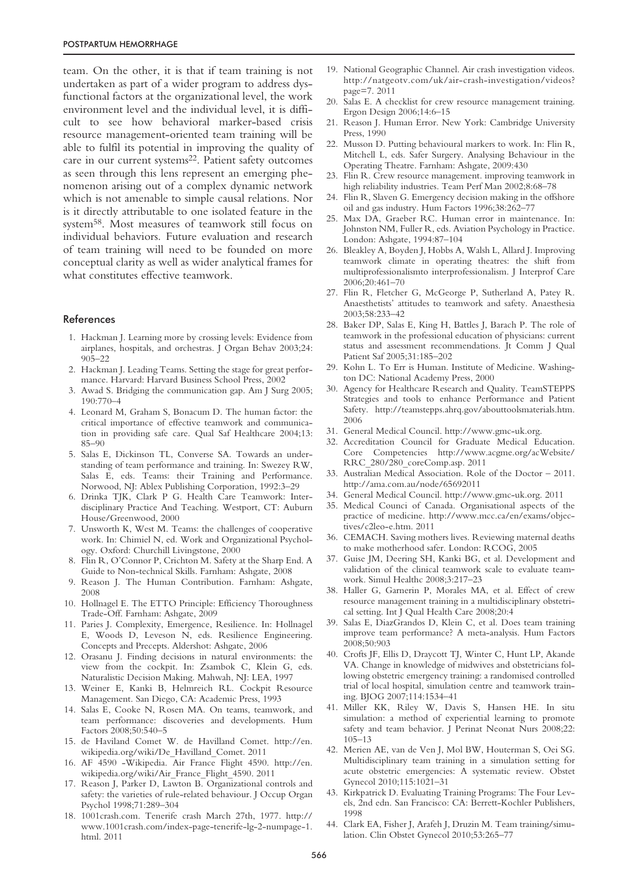team. On the other, it is that if team training is not undertaken as part of a wider program to address dysfunctional factors at the organizational level, the work environment level and the individual level, it is difficult to see how behavioral marker-based crisis resource management-oriented team training will be able to fulfil its potential in improving the quality of care in our current systems[22]. Patient safety outcomes as seen through this lens represent an emerging phenomenon arising out of a complex dynamic network which is not amenable to simple causal relations. Nor is it directly attributable to one isolated feature in the system[58]. Most measures of teamwork still focus on individual behaviors. Future evaluation and research of team training will need to be founded on more conceptual clarity as well as wider analytical frames for what constitutes effective teamwork.

## References

1. Hackman J. Learning more by crossing levels: Evidence from airplanes, hospitals, and orchestras. J Organ Behav 2003;24: 905–22
2. Hackman J. Leading Teams. Setting the stage for great performance. Harvard: Harvard Business School Press, 2002
3. Awad S. Bridging the communication gap. Am J Surg 2005; 190:770–4
4. Leonard M, Graham S, Bonacum D. The human factor: the critical importance of effective teamwork and communication in providing safe care. Qual Saf Healthcare 2004;13: 85–90
5. Salas E, Dickinson TL, Converse SA. Towards an understanding of team performance and training. In: Swezey RW, Salas E, eds. Teams: their Training and Performance. Norwood, NJ: Ablex Publishing Corporation, 1992:3–29
6. Drinka TJK, Clark P G. Health Care Teamwork: Interdisciplinary Practice And Teaching. Westport, CT: Auburn House/Greenwood, 2000
7. Unsworth K, West M. Teams: the challenges of cooperative work. In: Chimiel N, ed. Work and Organizational Psychology. Oxford: Churchill Livingstone, 2000
8. Flin R, O'Connor P, Crichton M. Safety at the Sharp End. A Guide to Non-technical Skills. Farnham: Ashgate, 2008
9. Reason J. The Human Contribution. Farnham: Ashgate, 2008
10. Hollnagel E. The ETTO Principle: Efficiency Thoroughness Trade-Off. Farnham: Ashgate, 2009
11. Paries J. Complexity, Emergence, Resilience. In: Hollnagel E, Woods D, Leveson N, eds. Resilience Engineering. Concepts and Precepts. Aldershot: Ashgate, 2006
12. Orasanu J. Finding decisions in natural environments: the view from the cockpit. In: Zsambok C, Klein G, eds. Naturalistic Decision Making. Mahwah, NJ: LEA, 1997
13. Weiner E, Kanki B, Helmreich RL. Cockpit Resource Management. San Diego, CA: Academic Press, 1993
14. Salas E, Cooke N, Rosen MA. On teams, teamwork, and team performance: discoveries and developments. Hum Factors 2008;50:540–5
15. de Haviland Comet W. de Havilland Comet. http://en.wikipedia.org/wiki/De_Havilland_Comet. 2011
16. AF 4590 -Wikipedia. Air France Flight 4590. http://en.wikipedia.org/wiki/Air_France_Flight_4590. 2011
17. Reason J, Parker D, Lawton B. Organizational controls and safety: the varieties of rule-related behaviour. J Occup Organ Psychol 1998;71:289–304
18. 1001crash.com. Tenerife crash March 27th, 1977. http://www.1001crash.com/index-page-tenerife-lg-2-numpage-1.html. 2011
19. National Geographic Channel. Air crash investigation videos. http://natgeotv.com/uk/air-crash-investigation/videos?page=7. 2011
20. Salas E. A checklist for crew resource management training. Ergon Design 2006;14:6–15
21. Reason J. Human Error. New York: Cambridge University Press, 1990
22. Musson D. Putting behavioural markers to work. In: Flin R, Mitchell L, eds. Safer Surgery. Analysing Behaviour in the Operating Theatre. Farnham: Ashgate, 2009:430
23. Flin R. Crew resource management. improving teamwork in high reliability industries. Team Perf Man 2002;8:68–78
24. Flin R, Slaven G. Emergency decision making in the offshore oil and gas industry. Hum Factors 1996;38:262–77
25. Max DA, Graeber RC. Human error in maintenance. In: Johnston NM, Fuller R, eds. Aviation Psychology in Practice. London: Ashgate, 1994:87–104
26. Bleakley A, Boyden J, Hobbs A, Walsh L, Allard J. Improving teamwork climate in operating theatres: the shift from multiprofessionalismto interprofessionalism. J Interprof Care 2006;20:461–70
27. Flin R, Fletcher G, McGeorge P, Sutherland A, Patey R. Anaesthetists' attitudes to teamwork and safety. Anaesthesia 2003;58:233–42
28. Baker DP, Salas E, King H, Battles J, Barach P. The role of teamwork in the professional education of physicians: current status and assessment recommendations. Jt Comm J Qual Patient Saf 2005;31:185–202
29. Kohn L. To Err is Human. Institute of Medicine. Washington DC: National Academy Press, 2000
30. Agency for Healthcare Research and Quality. TeamSTEPPS Strategies and tools to enhance Performance and Patient Safety. http://teamstepps.ahrq.gov/abouttoolsmaterials.htm. 2006
31. General Medical Council. http://www.gmc-uk.org.
32. Accreditation Council for Graduate Medical Education. Core Competencies http://www.acgme.org/acWebsite/RRC_280/280_coreComp.asp. 2011
33. Australian Medical Association. Role of the Doctor – 2011. http://ama.com.au/node/65692011
34. General Medical Council. http://www.gmc-uk.org. 2011
35. Medical Counci of Canada. Organisational aspects of the practice of medicine. http://www.mcc.ca/en/exams/objectives/c2leo-e.htm. 2011
36. CEMACH. Saving mothers lives. Reviewing maternal deaths to make motherhood safer. London: RCOG, 2005
37. Guise JM, Deering SH, Kanki BG, et al. Development and validation of the clinical teamwork scale to evaluate teamwork. Simul Healthc 2008;3:217–23
38. Haller G, Garnerin P, Morales MA, et al. Effect of crew resource management training in a multidisciplinary obstetrical setting. Int J Qual Health Care 2008;20:4
39. Salas E, DiazGrandos D, Klein C, et al. Does team training improve team performance? A meta-analysis. Hum Factors 2008;50:903
40. Crofts JF, Ellis D, Draycott TJ, Winter C, Hunt LP, Akande VA. Change in knowledge of midwives and obstetricians following obstetric emergency training: a randomised controlled trial of local hospital, simulation centre and teamwork training. BJOG 2007;114:1534–41
41. Miller KK, Riley W, Davis S, Hansen HE. In situ simulation: a method of experiential learning to promote safety and team behavior. J Perinat Neonat Nurs 2008;22: 105–13
42. Merien AE, van de Ven J, Mol BW, Houterman S, Oei SG. Multidisciplinary team training in a simulation setting for acute obstetric emergencies: A systematic review. Obstet Gynecol 2010;115:1021–31
43. Kirkpatrick D. Evaluating Training Programs: The Four Levels, 2nd edn. San Francisco: CA: Berrett-Kochler Publishers, 1998
44. Clark EA, Fisher J, Arafeh J, Druzin M. Team training/simulation. Clin Obstet Gynecol 2010;53:265–77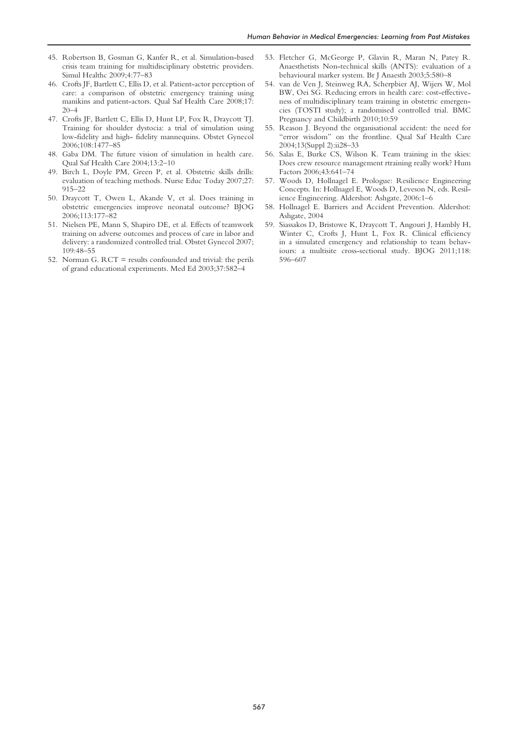45. Robertson B, Gosman G, Kanfer R, et al. Simulation-based crisis team training for multidisciplinary obstetric providers. Simul Healthc 2009;4:77–83
46. Crofts JF, Bartlett C, Ellis D, et al. Patient-actor perception of care: a comparison of obstetric emergency training using manikins and patient-actors. Qual Saf Health Care 2008;17: 20–4
47. Crofts JF, Bartlett C, Ellis D, Hunt LP, Fox R, Draycott TJ. Training for shoulder dystocia: a trial of simulation using low-fidelity and high- fidelity mannequins. Obstet Gynecol 2006;108:1477–85
48. Gaba DM. The future vision of simulation in health care. Qual Saf Health Care 2004;13:2–10
49. Birch L, Doyle PM, Green P, et al. Obstetric skills drills: evaluation of teaching methods. Nurse Educ Today 2007;27: 915–22
50. Draycott T, Owen L, Akande V, et al. Does training in obstetric emergencies improve neonatal outcome? BJOG 2006;113:177–82
51. Nielsen PE, Mann S, Shapiro DE, et al. Effects of teamwork training on adverse outcomes and process of care in labor and delivery: a randomized controlled trial. Obstet Gynecol 2007; 109:48–55
52. Norman G. RCT = results confounded and trivial: the perils of grand educational experiments. Med Ed 2003;37:582–4
53. Fletcher G, McGeorge P, Glavin R, Maran N, Patey R. Anaesthetists Non-technical skills (ANTS): evaluation of a behavioural marker system. Br J Anaesth 2003;5:580–8
54. van de Ven J, Steinweg RA, Scherpbier AJ, Wijers W, Mol BW, Oei SG. Reducing errors in health care: cost-effectiveness of multidisciplinary team training in obstetric emergencies (TOSTI study); a randomised controlled trial. BMC Pregnancy and Childbirth 2010;10:59
55. Reason J. Beyond the organisational accident: the need for "error wisdom" on the frontline. Qual Saf Health Care 2004;13(Suppl 2):ii28–33
56. Salas E, Burke CS, Wilson K. Team training in the skies: Does crew resource management rtraining really work? Hum Factors 2006;43:641–74
57. Woods D, Hollnagel E. Prologue: Resilience Engineering Concepts. In: Hollnagel E, Woods D, Leveson N, eds. Resilience Engineering. Aldershot: Ashgate, 2006:1–6
58. Hollnagel E. Barriers and Accident Prevention. Aldershot: Ashgate, 2004
59. Siassakos D, Bristowe K, Draycott T, Angouri J, Hambly H, Winter C, Crofts J, Hunt L, Fox R. Clinical efficiency in a simulated emergency and relationship to team behaviours: a multisite cross-sectional study. BJOG 2011;118: 596–607